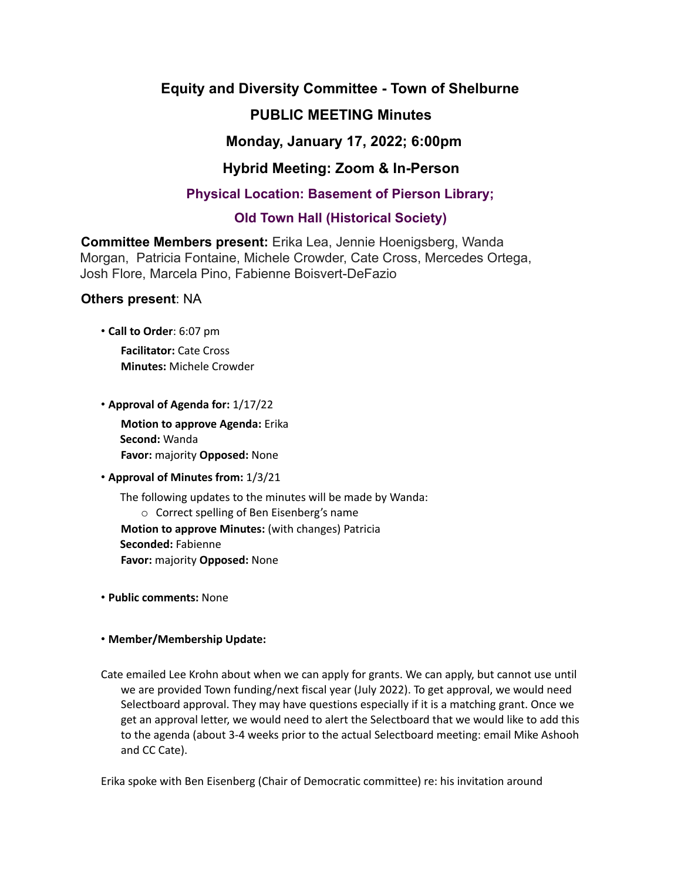# Equity and Diversity Committee - Town of Shelburne

## PUBLIC MEETING Minutes

## Monday, January 17, 2022; 6:00pm

## Hybrid Meeting: Zoom & In-Person

### Physical Location: Basement of Pierson Library;

### Old Town Hall (Historical Society)

**Committee Members present:** Erika Lea, Jennie Hoenigsberg, Wanda Morgan, Patricia Fontaine, Michele Crowder, Cate Cross, Mercedes Ortega, Josh Flore, Marcela Pino, Fabienne Boisvert-DeFazio

**Others present**: NA

- **Call to Order**: 6:07 pm

  **Facilitator:** Cate Cross
  **Minutes:** Michele Crowder

- **Approval of Agenda for:** 1/17/22

  **Motion to approve Agenda:** Erika
  **Second:** Wanda
  **Favor:** majority **Opposed:** None

- **Approval of Minutes from:** 1/3/21

  The following updates to the minutes will be made by Wanda:
  - Correct spelling of Ben Eisenberg's name

  **Motion to approve Minutes:** (with changes) Patricia
  **Seconded:** Fabienne
  **Favor:** majority **Opposed:** None

- **Public comments:** None

- **Member/Membership Update:**

Cate emailed Lee Krohn about when we can apply for grants. We can apply, but cannot use until we are provided Town funding/next fiscal year (July 2022). To get approval, we would need Selectboard approval. They may have questions especially if it is a matching grant. Once we get an approval letter, we would need to alert the Selectboard that we would like to add this to the agenda (about 3-4 weeks prior to the actual Selectboard meeting: email Mike Ashooh and CC Cate).

Erika spoke with Ben Eisenberg (Chair of Democratic committee) re: his invitation around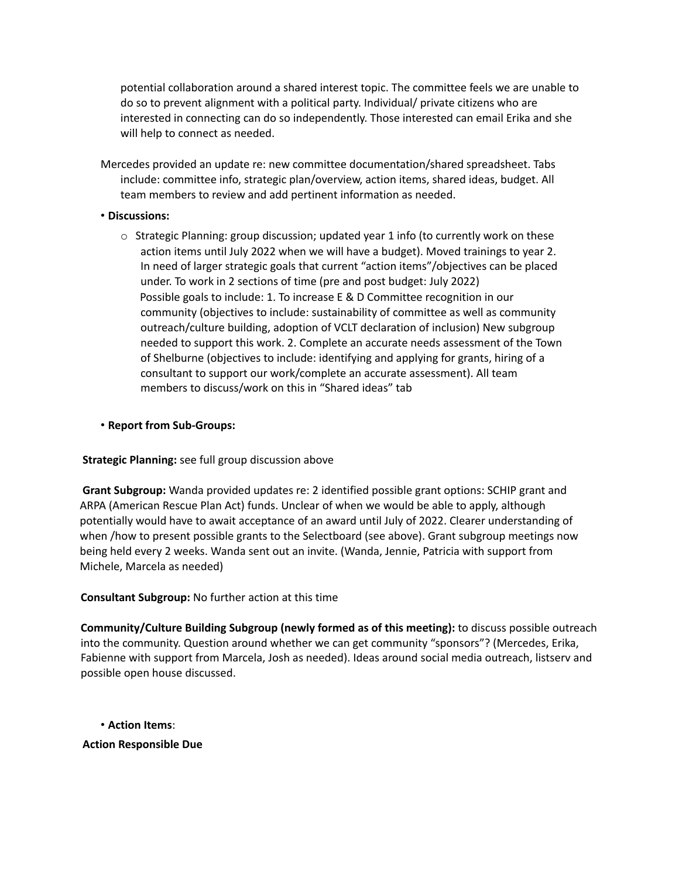potential collaboration around a shared interest topic. The committee feels we are unable to do so to prevent alignment with a political party. Individual/ private citizens who are interested in connecting can do so independently. Those interested can email Erika and she will help to connect as needed.

Mercedes provided an update re: new committee documentation/shared spreadsheet. Tabs include: committee info, strategic plan/overview, action items, shared ideas, budget. All team members to review and add pertinent information as needed.

• **Discussions:**

- Strategic Planning: group discussion; updated year 1 info (to currently work on these action items until July 2022 when we will have a budget). Moved trainings to year 2. In need of larger strategic goals that current "action items"/objectives can be placed under. To work in 2 sections of time (pre and post budget: July 2022)
  Possible goals to include: 1. To increase E & D Committee recognition in our community (objectives to include: sustainability of committee as well as community outreach/culture building, adoption of VCLT declaration of inclusion) New subgroup needed to support this work. 2. Complete an accurate needs assessment of the Town of Shelburne (objectives to include: identifying and applying for grants, hiring of a consultant to support our work/complete an accurate assessment). All team members to discuss/work on this in "Shared ideas" tab

• **Report from Sub-Groups:**

**Strategic Planning:** see full group discussion above

**Grant Subgroup:** Wanda provided updates re: 2 identified possible grant options: SCHIP grant and ARPA (American Rescue Plan Act) funds. Unclear of when we would be able to apply, although potentially would have to await acceptance of an award until July of 2022. Clearer understanding of when /how to present possible grants to the Selectboard (see above). Grant subgroup meetings now being held every 2 weeks. Wanda sent out an invite. (Wanda, Jennie, Patricia with support from Michele, Marcela as needed)

**Consultant Subgroup:** No further action at this time

**Community/Culture Building Subgroup (newly formed as of this meeting):** to discuss possible outreach into the community. Question around whether we can get community "sponsors"? (Mercedes, Erika, Fabienne with support from Marcela, Josh as needed). Ideas around social media outreach, listserv and possible open house discussed.

• **Action Items**:

**Action Responsible Due**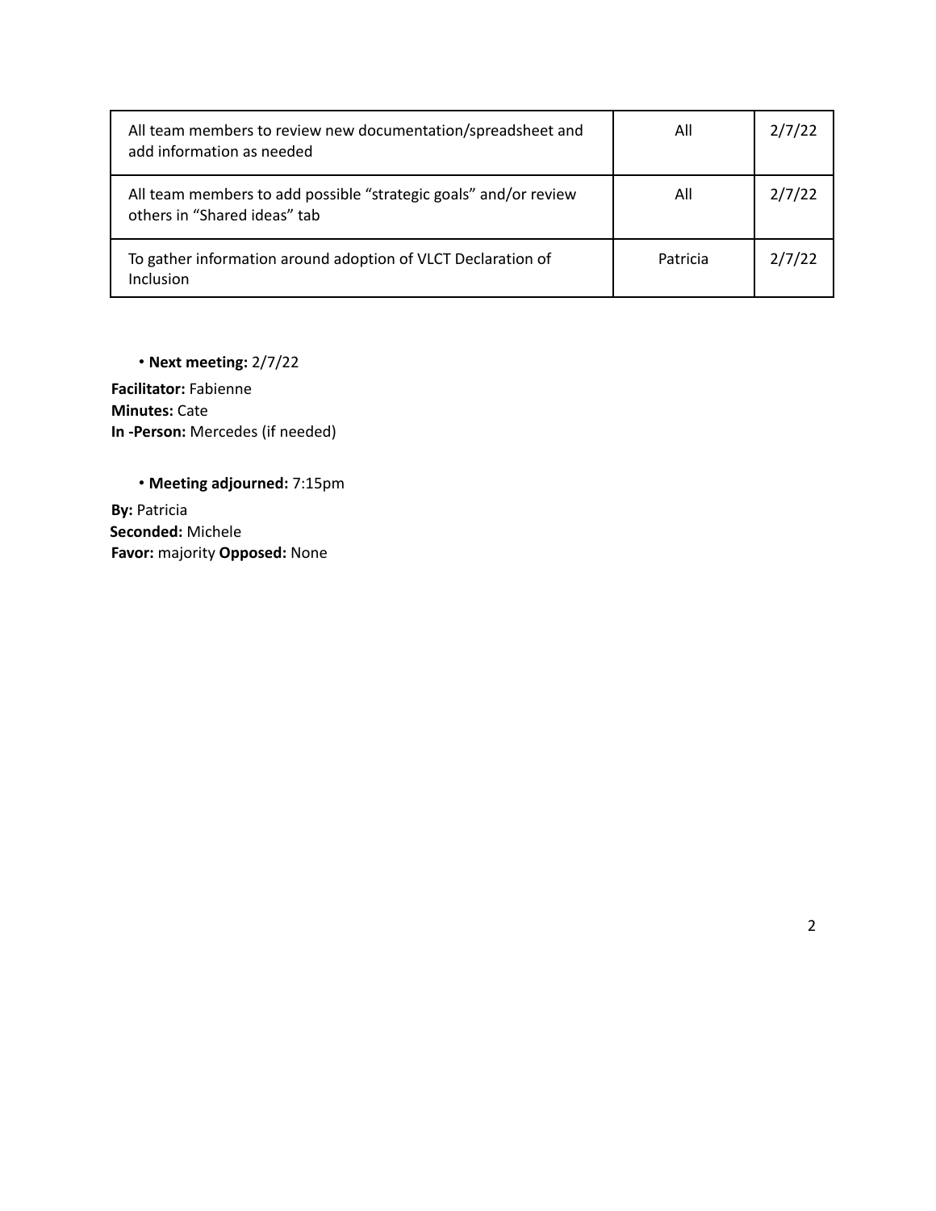| | | |
|---|---|---|
| All team members to review new documentation/spreadsheet and add information as needed | All | 2/7/22 |
| All team members to add possible "strategic goals" and/or review others in "Shared ideas" tab | All | 2/7/22 |
| To gather information around adoption of VLCT Declaration of Inclusion | Patricia | 2/7/22 |

- **Next meeting:** 2/7/22

**Facilitator:** Fabienne
**Minutes:** Cate
**In -Person:** Mercedes (if needed)

- **Meeting adjourned:** 7:15pm

**By:** Patricia
**Seconded:** Michele
**Favor:** majority **Opposed:** None